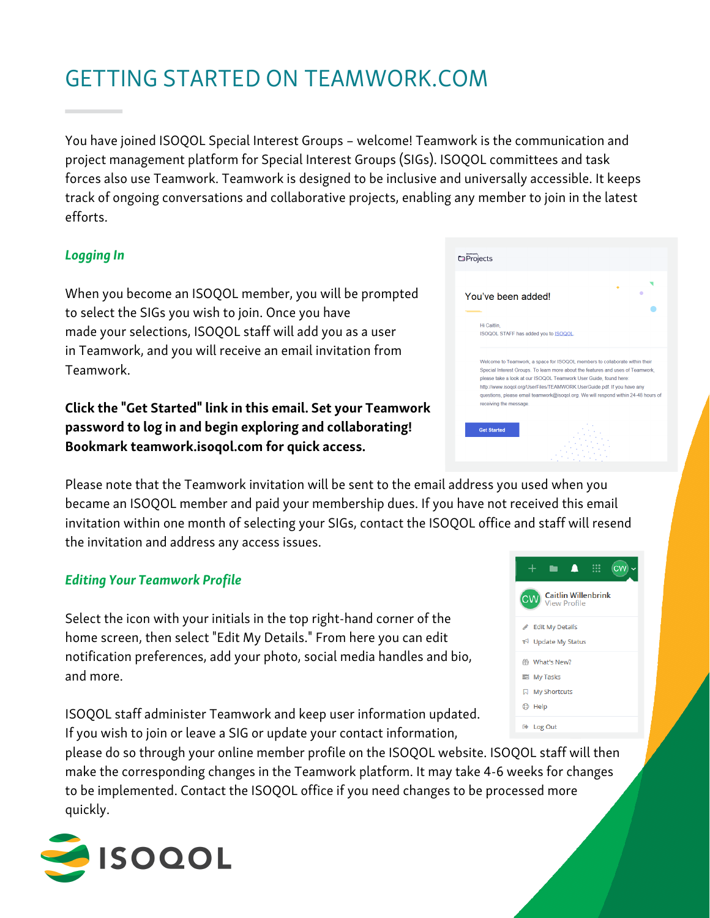# GETTING STARTED ON TEAMWORK.COM

You have joined ISOQOL Special Interest Groups – welcome! Teamwork is the communication and project management platform for Special Interest Groups (SIGs). ISOQOL committees and task forces also use Teamwork. Teamwork is designed to be inclusive and universally accessible. It keeps track of ongoing conversations and collaborative projects, enabling any member to join in the latest efforts.

### *Logging In*

When you become an ISOQOL member, you will be prompted to select the SIGs you wish to join. Once you have made your selections, ISOQOL staff will add you as a user in Teamwork, and you will receive an email invitation from Teamwork.

**Click the "Get Started" link in this email. Set your Teamwork password to log in and begin exploring and collaborating! Bookmark teamwork.isoqol.com for quick access.**

Please note that the Teamwork invitation will be sent to the email address you used when you became an ISOQOL member and paid your membership dues. If you have not received this email invitation within one month of selecting your SIGs, contact the ISOQOL office and staff will resend the invitation and address any access issues.

### *Editing Your Teamwork Profile*

Select the icon with your initials in the top right-hand corner of the home screen, then select "Edit My Details." From here you can edit notification preferences, add your photo, social media handles and bio, and more.

ISOQOL staff administer Teamwork and keep user information updated. If you wish to join or leave a SIG or update your contact information, please do so through your online member profile on the ISOQOL website. ISOQOL staff will then make the corresponding changes in the Teamwork platform. It may take 4-6 weeks for changes to be implemented. Contact the ISOQOL office if you need changes to be processed more quickly.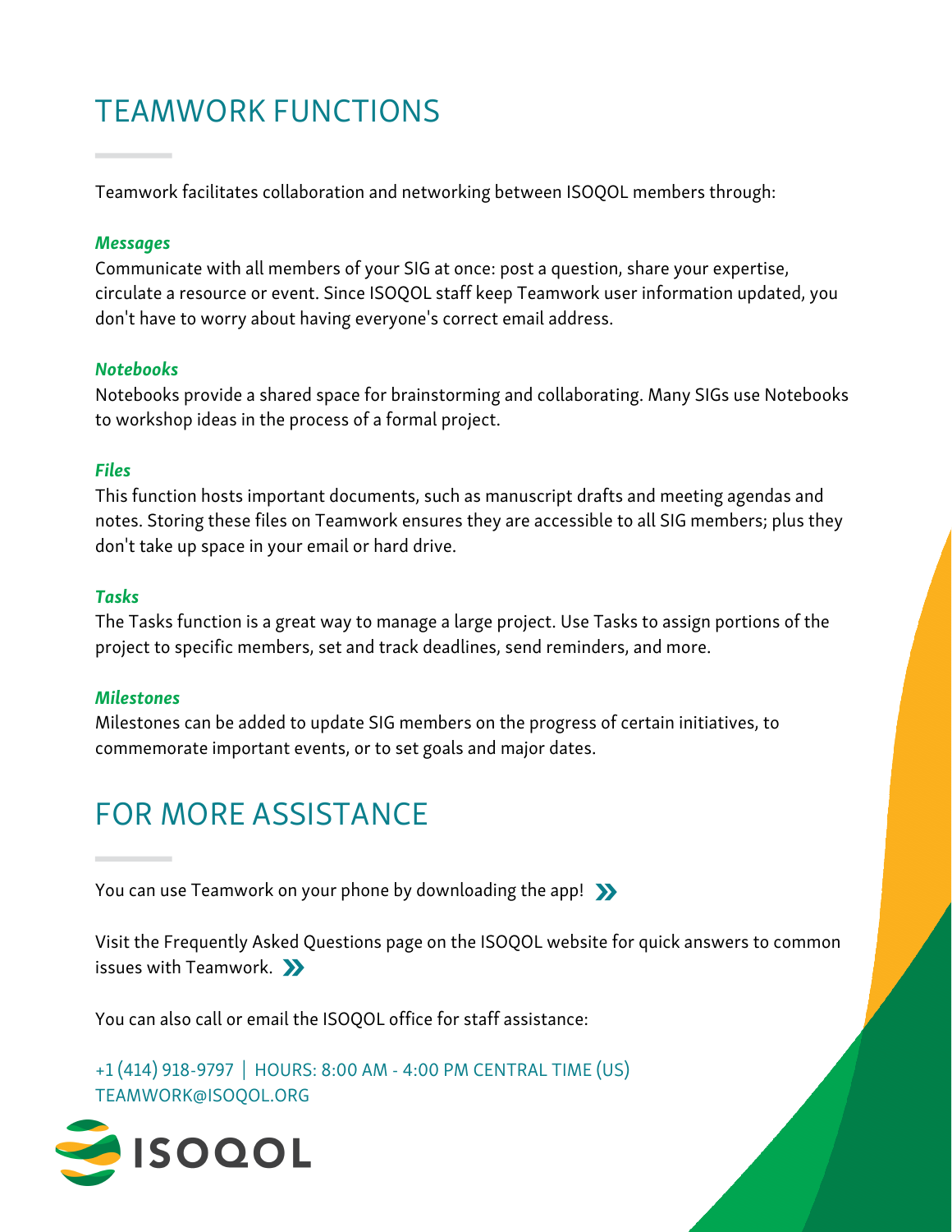## TEAMWORK FUNCTIONS

Teamwork facilitates collaboration and networking between ISOQOL members through:

***Messages***

Communicate with all members of your SIG at once: post a question, share your expertise, circulate a resource or event. Since ISOQOL staff keep Teamwork user information updated, you don't have to worry about having everyone's correct email address.

***Notebooks***

Notebooks provide a shared space for brainstorming and collaborating. Many SIGs use Notebooks to workshop ideas in the process of a formal project.

***Files***

This function hosts important documents, such as manuscript drafts and meeting agendas and notes. Storing these files on Teamwork ensures they are accessible to all SIG members; plus they don't take up space in your email or hard drive.

***Tasks***

The Tasks function is a great way to manage a large project. Use Tasks to assign portions of the project to specific members, set and track deadlines, send reminders, and more.

***Milestones***

Milestones can be added to update SIG members on the progress of certain initiatives, to commemorate important events, or to set goals and major dates.

## FOR MORE ASSISTANCE

You can use Teamwork on your phone by downloading the app! »

Visit the Frequently Asked Questions page on the ISOQOL website for quick answers to common issues with Teamwork. »

You can also call or email the ISOQOL office for staff assistance:

+1 (414) 918-9797 | HOURS: 8:00 AM - 4:00 PM CENTRAL TIME (US)
TEAMWORK@ISOQOL.ORG

ISOQOL